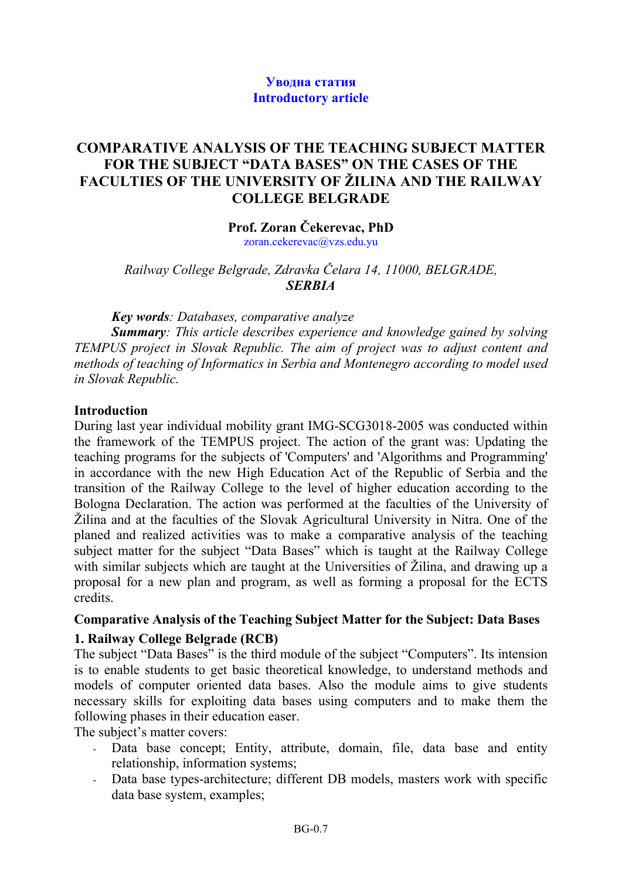**Уводна статия**
**Introductory article**

# COMPARATIVE ANALYSIS OF THE TEACHING SUBJECT MATTER FOR THE SUBJECT "DATA BASES" ON THE CASES OF THE FACULTIES OF THE UNIVERSITY OF ŽILINA AND THE RAILWAY COLLEGE BELGRADE

**Prof. Zoran Čekerevac, PhD**
zoran.cekerevac@vzs.edu.yu

*Railway College Belgrade, Zdravka Čelara 14, 11000, BELGRADE, **SERBIA***

***Key words**: Databases, comparative analyze*

***Summary**: This article describes experience and knowledge gained by solving TEMPUS project in Slovak Republic. The aim of project was to adjust content and methods of teaching of Informatics in Serbia and Montenegro according to model used in Slovak Republic.*

## Introduction

During last year individual mobility grant IMG-SCG3018-2005 was conducted within the framework of the TEMPUS project. The action of the grant was: Updating the teaching programs for the subjects of 'Computers' and 'Algorithms and Programming' in accordance with the new High Education Act of the Republic of Serbia and the transition of the Railway College to the level of higher education according to the Bologna Declaration. The action was performed at the faculties of the University of Žilina and at the faculties of the Slovak Agricultural University in Nitra. One of the planed and realized activities was to make a comparative analysis of the teaching subject matter for the subject "Data Bases" which is taught at the Railway College with similar subjects which are taught at the Universities of Žilina, and drawing up a proposal for a new plan and program, as well as forming a proposal for the ECTS credits.

## Comparative Analysis of the Teaching Subject Matter for the Subject: Data Bases

### 1. Railway College Belgrade (RCB)

The subject "Data Bases" is the third module of the subject "Computers". Its intension is to enable students to get basic theoretical knowledge, to understand methods and models of computer oriented data bases. Also the module aims to give students necessary skills for exploiting data bases using computers and to make them the following phases in their education easer.

The subject's matter covers:

- Data base concept; Entity, attribute, domain, file, data base and entity relationship, information systems;
- Data base types-architecture; different DB models, masters work with specific data base system, examples;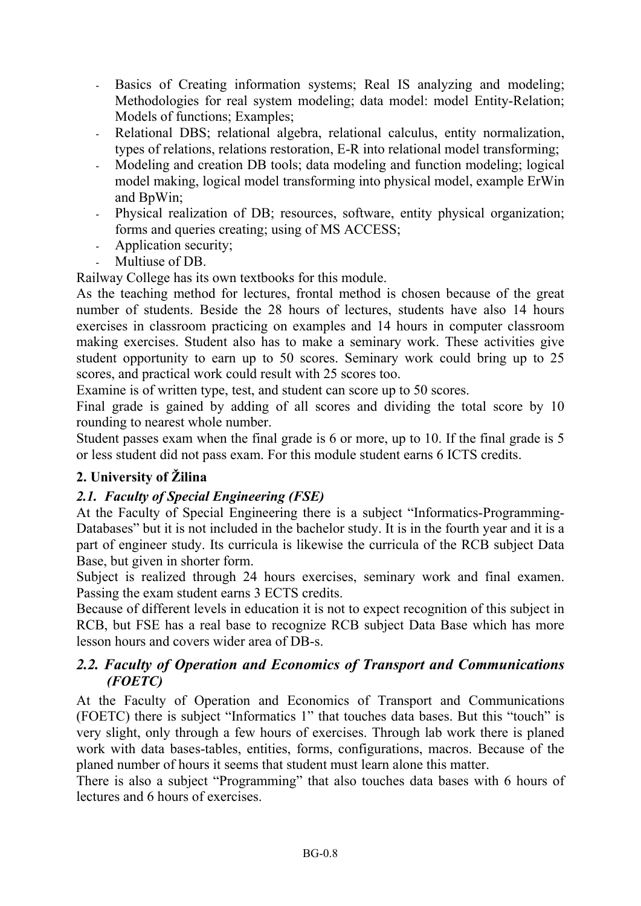- Basics of Creating information systems; Real IS analyzing and modeling; Methodologies for real system modeling; data model: model Entity-Relation; Models of functions; Examples;
- Relational DBS; relational algebra, relational calculus, entity normalization, types of relations, relations restoration, E-R into relational model transforming;
- Modeling and creation DB tools; data modeling and function modeling; logical model making, logical model transforming into physical model, example ErWin and BpWin;
- Physical realization of DB; resources, software, entity physical organization; forms and queries creating; using of MS ACCESS;
- Application security;
- Multiuse of DB.

Railway College has its own textbooks for this module.

As the teaching method for lectures, frontal method is chosen because of the great number of students. Beside the 28 hours of lectures, students have also 14 hours exercises in classroom practicing on examples and 14 hours in computer classroom making exercises. Student also has to make a seminary work. These activities give student opportunity to earn up to 50 scores. Seminary work could bring up to 25 scores, and practical work could result with 25 scores too.

Examine is of written type, test, and student can score up to 50 scores.

Final grade is gained by adding of all scores and dividing the total score by 10 rounding to nearest whole number.

Student passes exam when the final grade is 6 or more, up to 10. If the final grade is 5 or less student did not pass exam. For this module student earns 6 ICTS credits.

**2. University of Žilina**

*2.1. Faculty of Special Engineering (FSE)*

At the Faculty of Special Engineering there is a subject "Informatics-Programming-Databases" but it is not included in the bachelor study. It is in the fourth year and it is a part of engineer study. Its curricula is likewise the curricula of the RCB subject Data Base, but given in shorter form.

Subject is realized through 24 hours exercises, seminary work and final examen. Passing the exam student earns 3 ECTS credits.

Because of different levels in education it is not to expect recognition of this subject in RCB, but FSE has a real base to recognize RCB subject Data Base which has more lesson hours and covers wider area of DB-s.

*2.2. Faculty of Operation and Economics of Transport and Communications (FOETC)*

At the Faculty of Operation and Economics of Transport and Communications (FOETC) there is subject "Informatics 1" that touches data bases. But this "touch" is very slight, only through a few hours of exercises. Through lab work there is planed work with data bases-tables, entities, forms, configurations, macros. Because of the planed number of hours it seems that student must learn alone this matter.

There is also a subject "Programming" that also touches data bases with 6 hours of lectures and 6 hours of exercises.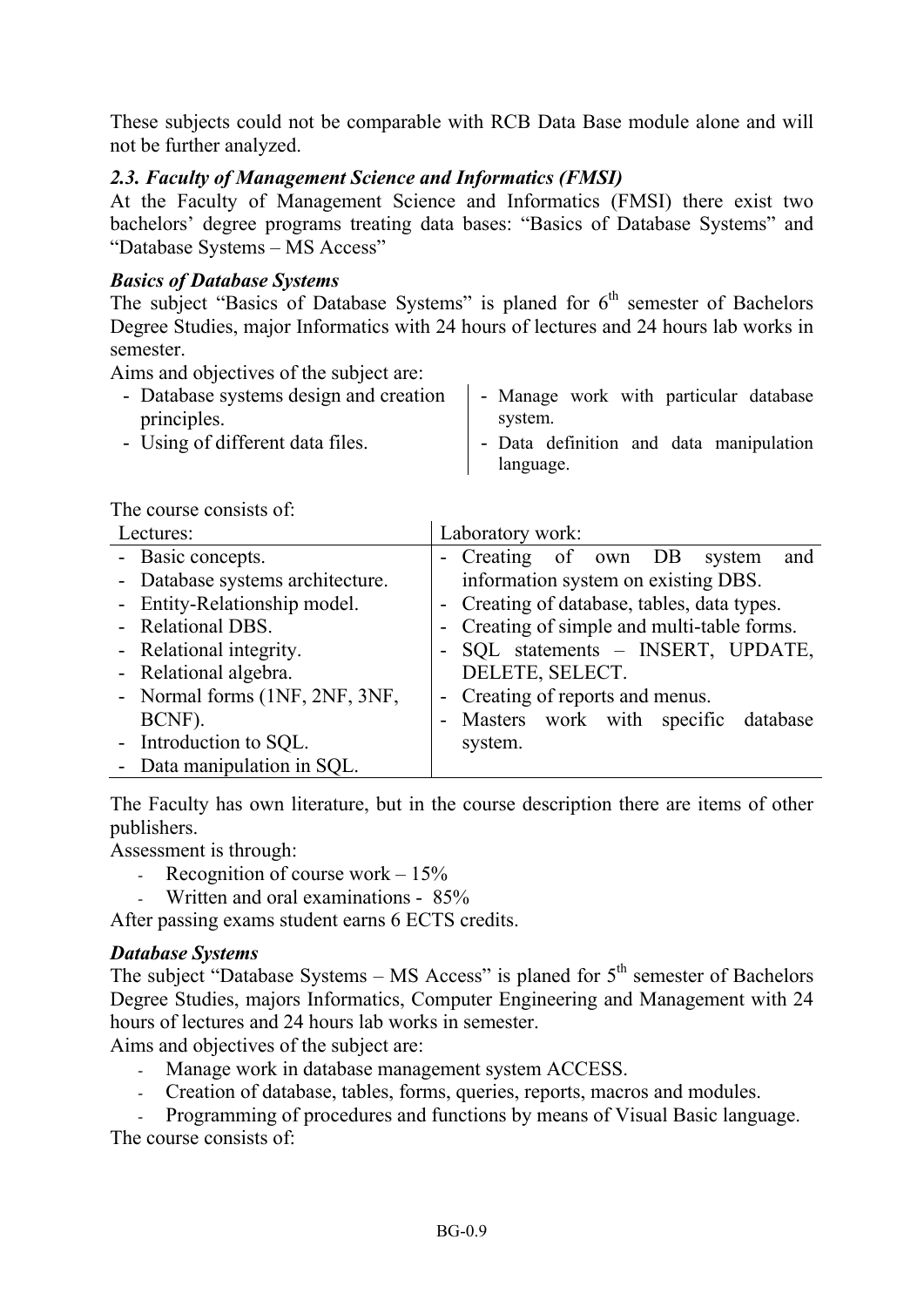These subjects could not be comparable with RCB Data Base module alone and will not be further analyzed.

### *2.3. Faculty of Management Science and Informatics (FMSI)*

At the Faculty of Management Science and Informatics (FMSI) there exist two bachelors' degree programs treating data bases: "Basics of Database Systems" and "Database Systems – MS Access"

#### *Basics of Database Systems*

The subject "Basics of Database Systems" is planed for 6th semester of Bachelors Degree Studies, major Informatics with 24 hours of lectures and 24 hours lab works in semester.

Aims and objectives of the subject are:

- Database systems design and creation principles.
- Using of different data files.
- Manage work with particular database system.
- Data definition and data manipulation language.

The course consists of:

| Lectures: | Laboratory work: |
|---|---|
| - Basic concepts.<br>- Database systems architecture.<br>- Entity-Relationship model.<br>- Relational DBS.<br>- Relational integrity.<br>- Relational algebra.<br>- Normal forms (1NF, 2NF, 3NF, BCNF).<br>- Introduction to SQL.<br>- Data manipulation in SQL. | - Creating of own DB system and information system on existing DBS.<br>- Creating of database, tables, data types.<br>- Creating of simple and multi-table forms.<br>- SQL statements – INSERT, UPDATE, DELETE, SELECT.<br>- Creating of reports and menus.<br>- Masters work with specific database system. |

The Faculty has own literature, but in the course description there are items of other publishers.

Assessment is through:

- Recognition of course work – 15%
- Written and oral examinations - 85%

After passing exams student earns 6 ECTS credits.

#### *Database Systems*

The subject "Database Systems – MS Access" is planed for 5th semester of Bachelors Degree Studies, majors Informatics, Computer Engineering and Management with 24 hours of lectures and 24 hours lab works in semester.

Aims and objectives of the subject are:

- Manage work in database management system ACCESS.
- Creation of database, tables, forms, queries, reports, macros and modules.
- Programming of procedures and functions by means of Visual Basic language.

The course consists of: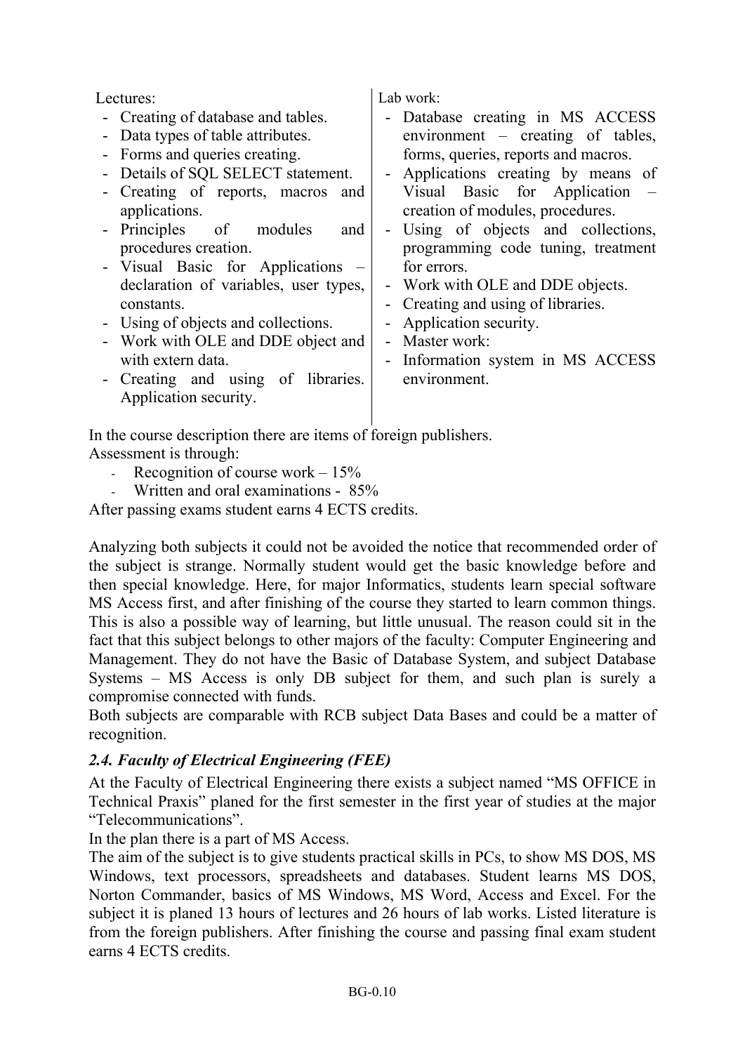Lectures:

- Creating of database and tables.
- Data types of table attributes.
- Forms and queries creating.
- Details of SQL SELECT statement.
- Creating of reports, macros and applications.
- Principles of modules and procedures creation.
- Visual Basic for Applications – declaration of variables, user types, constants.
- Using of objects and collections.
- Work with OLE and DDE object and with extern data.
- Creating and using of libraries. Application security.

Lab work:

- Database creating in MS ACCESS environment – creating of tables, forms, queries, reports and macros.
- Applications creating by means of Visual Basic for Application – creation of modules, procedures.
- Using of objects and collections, programming code tuning, treatment for errors.
- Work with OLE and DDE objects.
- Creating and using of libraries.
- Application security.
- Master work:
- Information system in MS ACCESS environment.

In the course description there are items of foreign publishers.

Assessment is through:

- Recognition of course work – 15%
- Written and oral examinations - 85%

After passing exams student earns 4 ECTS credits.

Analyzing both subjects it could not be avoided the notice that recommended order of the subject is strange. Normally student would get the basic knowledge before and then special knowledge. Here, for major Informatics, students learn special software MS Access first, and after finishing of the course they started to learn common things. This is also a possible way of learning, but little unusual. The reason could sit in the fact that this subject belongs to other majors of the faculty: Computer Engineering and Management. They do not have the Basic of Database System, and subject Database Systems – MS Access is only DB subject for them, and such plan is surely a compromise connected with funds.

Both subjects are comparable with RCB subject Data Bases and could be a matter of recognition.

### *2.4. Faculty of Electrical Engineering (FEE)*

At the Faculty of Electrical Engineering there exists a subject named "MS OFFICE in Technical Praxis" planed for the first semester in the first year of studies at the major "Telecommunications".

In the plan there is a part of MS Access.

The aim of the subject is to give students practical skills in PCs, to show MS DOS, MS Windows, text processors, spreadsheets and databases. Student learns MS DOS, Norton Commander, basics of MS Windows, MS Word, Access and Excel. For the subject it is planed 13 hours of lectures and 26 hours of lab works. Listed literature is from the foreign publishers. After finishing the course and passing final exam student earns 4 ECTS credits.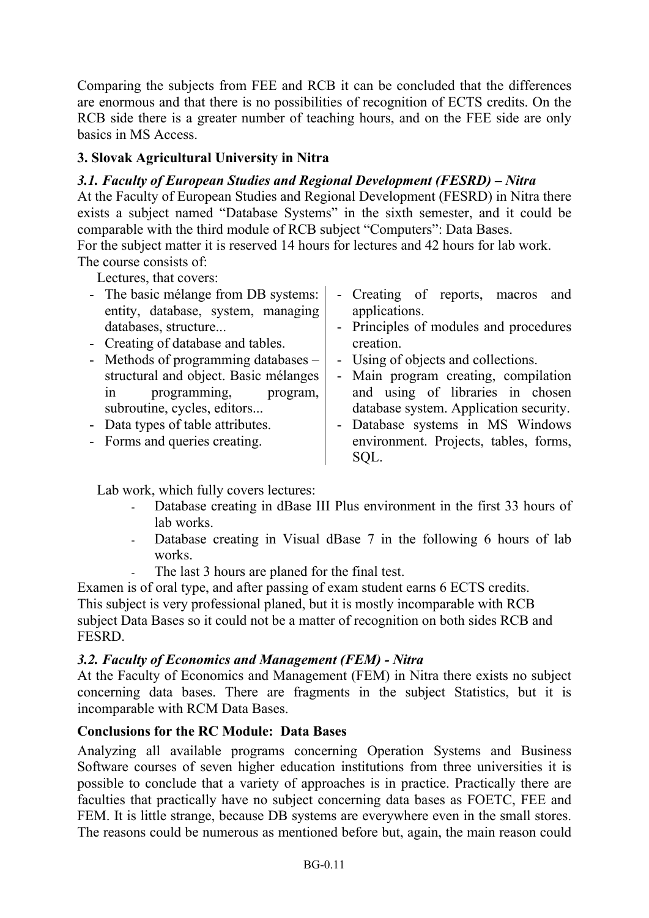Comparing the subjects from FEE and RCB it can be concluded that the differences are enormous and that there is no possibilities of recognition of ECTS credits. On the RCB side there is a greater number of teaching hours, and on the FEE side are only basics in MS Access.

### 3. Slovak Agricultural University in Nitra

#### *3.1. Faculty of European Studies and Regional Development (FESRD) – Nitra*

At the Faculty of European Studies and Regional Development (FESRD) in Nitra there exists a subject named "Database Systems" in the sixth semester, and it could be comparable with the third module of RCB subject "Computers": Data Bases.
For the subject matter it is reserved 14 hours for lectures and 42 hours for lab work.
The course consists of:

Lectures, that covers:

- The basic mélange from DB systems: entity, database, system, managing databases, structure...
- Creating of database and tables.
- Methods of programming databases – structural and object. Basic mélanges in programming, program, subroutine, cycles, editors...
- Data types of table attributes.
- Forms and queries creating.
- Creating of reports, macros and applications.
- Principles of modules and procedures creation.
- Using of objects and collections.
- Main program creating, compilation and using of libraries in chosen database system. Application security.
- Database systems in MS Windows environment. Projects, tables, forms, SQL.

Lab work, which fully covers lectures:

- Database creating in dBase III Plus environment in the first 33 hours of lab works.
- Database creating in Visual dBase 7 in the following 6 hours of lab works.
- The last 3 hours are planed for the final test.

Examen is of oral type, and after passing of exam student earns 6 ECTS credits.
This subject is very professional planed, but it is mostly incomparable with RCB subject Data Bases so it could not be a matter of recognition on both sides RCB and FESRD.

#### *3.2. Faculty of Economics and Management (FEM) - Nitra*

At the Faculty of Economics and Management (FEM) in Nitra there exists no subject concerning data bases. There are fragments in the subject Statistics, but it is incomparable with RCM Data Bases.

### Conclusions for the RC Module: Data Bases

Analyzing all available programs concerning Operation Systems and Business Software courses of seven higher education institutions from three universities it is possible to conclude that a variety of approaches is in practice. Practically there are faculties that practically have no subject concerning data bases as FOETC, FEE and FEM. It is little strange, because DB systems are everywhere even in the small stores. The reasons could be numerous as mentioned before but, again, the main reason could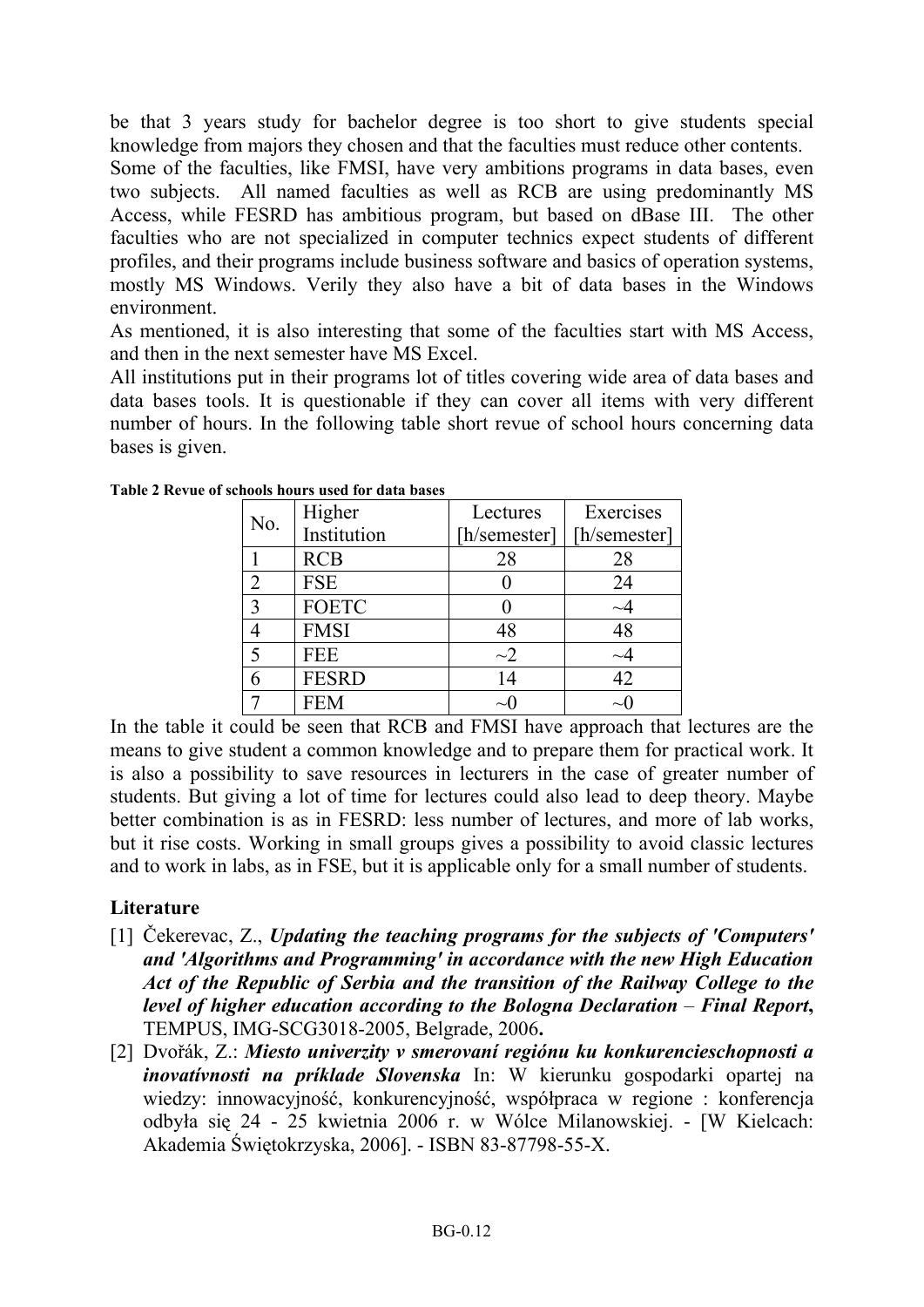be that 3 years study for bachelor degree is too short to give students special knowledge from majors they chosen and that the faculties must reduce other contents.

Some of the faculties, like FMSI, have very ambitions programs in data bases, even two subjects. All named faculties as well as RCB are using predominantly MS Access, while FESRD has ambitious program, but based on dBase III. The other faculties who are not specialized in computer technics expect students of different profiles, and their programs include business software and basics of operation systems, mostly MS Windows. Verily they also have a bit of data bases in the Windows environment.

As mentioned, it is also interesting that some of the faculties start with MS Access, and then in the next semester have MS Excel.

All institutions put in their programs lot of titles covering wide area of data bases and data bases tools. It is questionable if they can cover all items with very different number of hours. In the following table short revue of school hours concerning data bases is given.

**Table 2 Revue of schools hours used for data bases**

| No. | Higher Institution | Lectures [h/semester] | Exercises [h/semester] |
|---|---|---|---|
| 1 | RCB | 28 | 28 |
| 2 | FSE | 0 | 24 |
| 3 | FOETC | 0 | ~4 |
| 4 | FMSI | 48 | 48 |
| 5 | FEE | ~2 | ~4 |
| 6 | FESRD | 14 | 42 |
| 7 | FEM | ~0 | ~0 |

In the table it could be seen that RCB and FMSI have approach that lectures are the means to give student a common knowledge and to prepare them for practical work. It is also a possibility to save resources in lecturers in the case of greater number of students. But giving a lot of time for lectures could also lead to deep theory. Maybe better combination is as in FESRD: less number of lectures, and more of lab works, but it rise costs. Working in small groups gives a possibility to avoid classic lectures and to work in labs, as in FSE, but it is applicable only for a small number of students.

## Literature

[1] Čekerevac, Z., ***Updating the teaching programs for the subjects of 'Computers' and 'Algorithms and Programming' in accordance with the new High Education Act of the Republic of Serbia and the transition of the Railway College to the level of higher education according to the Bologna Declaration*** – ***Final Report***, TEMPUS, IMG-SCG3018-2005, Belgrade, 2006**.**

[2] Dvořák, Z.: ***Miesto univerzity v smerovaní regiónu ku konkurencieschopnosti a inovatívnosti na príklade Slovenska*** In: W kierunku gospodarki opartej na wiedzy: innowacyjność, konkurencyjność, współpraca w regione : konferencja odbyła się 24 - 25 kwietnia 2006 r. w Wólce Milanowskiej. - [W Kielcach: Akademia Świętokrzyska, 2006]. - ISBN 83-87798-55-X.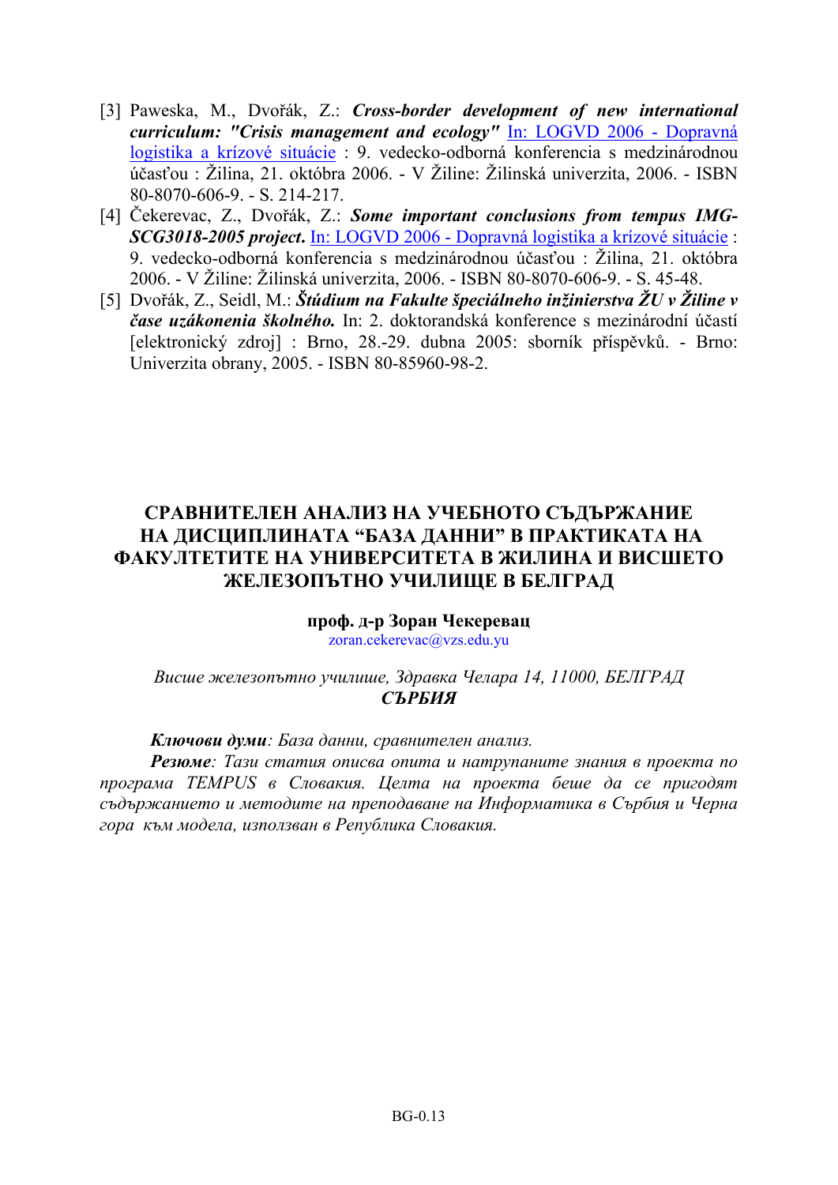[3] Paweska, M., Dvořák, Z.: ***Cross-border development of new international curriculum: "Crisis management and ecology"*** In: LOGVD 2006 - Dopravná logistika a krízové situácie : 9. vedecko-odborná konferencia s medzinárodnou účasťou : Žilina, 21. októbra 2006. - V Žiline: Žilinská univerzita, 2006. - ISBN 80-8070-606-9. - S. 214-217.

[4] Čekerevac, Z., Dvořák, Z.: ***Some important conclusions from tempus IMG-SCG3018-2005 project***. In: LOGVD 2006 - Dopravná logistika a krízové situácie : 9. vedecko-odborná konferencia s medzinárodnou účasťou : Žilina, 21. októbra 2006. - V Žiline: Žilinská univerzita, 2006. - ISBN 80-8070-606-9. - S. 45-48.

[5] Dvořák, Z., Seidl, M.: ***Štúdium na Fakulte špeciálneho inžinierstva ŽU v Žiline v čase uzákonenia školného.*** In: 2. doktorandská konference s mezinárodní účastí [elektronický zdroj] : Brno, 28.-29. dubna 2005: sborník příspěvků. - Brno: Univerzita obrany, 2005. - ISBN 80-85960-98-2.

# СРАВНИТЕЛЕН АНАЛИЗ НА УЧЕБНОТО СЪДЪРЖАНИЕ НА ДИСЦИПЛИНАТА "БАЗА ДАННИ" В ПРАКТИКАТА НА ФАКУЛТЕТИТЕ НА УНИВЕРСИТЕТА В ЖИЛИНА И ВИСШЕТО ЖЕЛЕЗОПЪТНО УЧИЛИЩЕ В БЕЛГРАД

**проф. д-р Зоран Чекеревац**
zoran.cekerevac@vzs.edu.yu

*Висше железопътно училище, Здравка Челара 14, 11000, БЕЛГРАД*
***СЪРБИЯ***

***Ключови думи****: База данни, сравнителен анализ.*

***Резюме****: Тази статия описва опита и натрупаните знания в проекта по програма TEMPUS в Словакия. Целта на проекта беше да се пригодят съдържанието и методите на преподаване на Информатика в Сърбия и Черна гора към модела, използван в Република Словакия.*